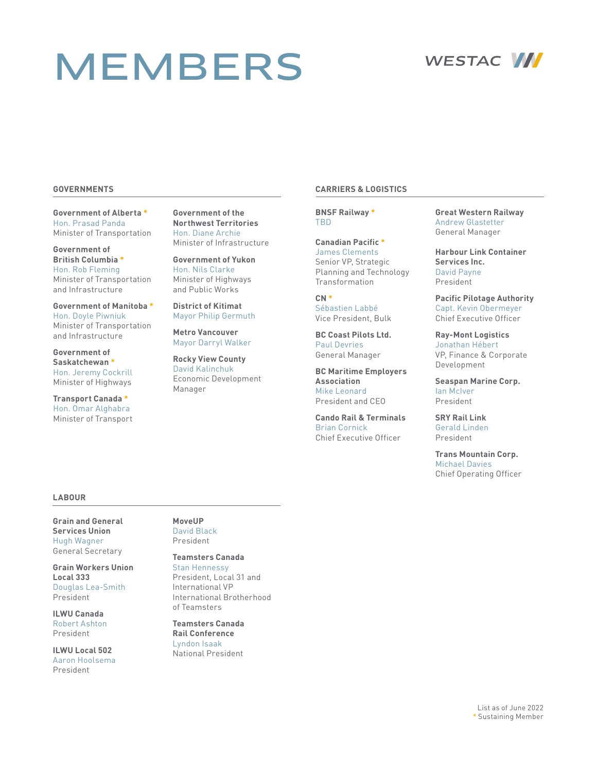# MEMBERS

WESTAC

## GOVERNMENTS

**Government of Alberta** *
Hon. Prasad Panda
Minister of Transportation

**Government of British Columbia** *
Hon. Rob Fleming
Minister of Transportation and Infrastructure

**Government of Manitoba** *
Hon. Doyle Piwniuk
Minister of Transportation and Infrastructure

**Government of Saskatchewan** *
Hon. Jeremy Cockrill
Minister of Highways

**Transport Canada** *
Hon. Omar Alghabra
Minister of Transport

**Government of the Northwest Territories**
Hon. Diane Archie
Minister of Infrastructure

**Government of Yukon**
Hon. Nils Clarke
Minister of Highways and Public Works

**District of Kitimat**
Mayor Philip Germuth

**Metro Vancouver**
Mayor Darryl Walker

**Rocky View County**
David Kalinchuk
Economic Development Manager

## CARRIERS & LOGISTICS

**BNSF Railway** *
TBD

**Canadian Pacific** *
James Clements
Senior VP, Strategic Planning and Technology Transformation

**CN** *
Sébastien Labbé
Vice President, Bulk

**BC Coast Pilots Ltd.**
Paul Devries
General Manager

**BC Maritime Employers Association**
Mike Leonard
President and CEO

**Cando Rail & Terminals**
Brian Cornick
Chief Executive Officer

**Great Western Railway**
Andrew Glastetter
General Manager

**Harbour Link Container Services Inc.**
David Payne
President

**Pacific Pilotage Authority**
Capt. Kevin Obermeyer
Chief Executive Officer

**Ray-Mont Logistics**
Jonathan Hébert
VP, Finance & Corporate Development

**Seaspan Marine Corp.**
Ian McIver
President

**SRY Rail Link**
Gerald Linden
President

**Trans Mountain Corp.**
Michael Davies
Chief Operating Officer

## LABOUR

**Grain and General Services Union**
Hugh Wagner
General Secretary

**Grain Workers Union Local 333**
Douglas Lea-Smith
President

**ILWU Canada**
Robert Ashton
President

**ILWU Local 502**
Aaron Hoolsema
President

**MoveUP**
David Black
President

**Teamsters Canada**
Stan Hennessy
President, Local 31 and International VP International Brotherhood of Teamsters

**Teamsters Canada Rail Conference**
Lyndon Isaak
National President

List as of June 2022
* Sustaining Member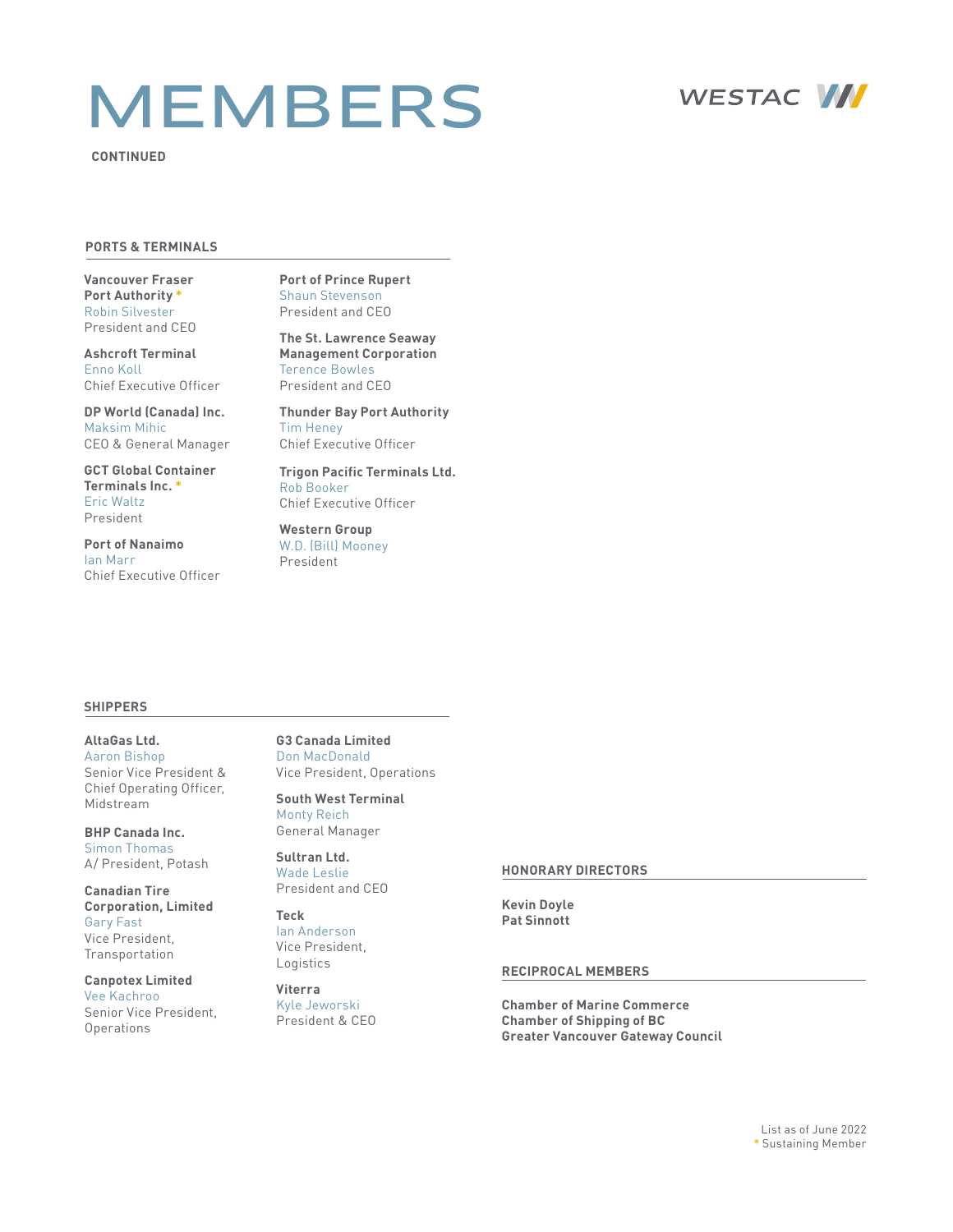# MEMBERS

**CONTINUED**

## PORTS & TERMINALS

**Vancouver Fraser Port Authority** *
Robin Silvester
President and CEO

**Ashcroft Terminal**
Enno Koll
Chief Executive Officer

**DP World (Canada) Inc.**
Maksim Mihic
CEO & General Manager

**GCT Global Container Terminals Inc.** *
Eric Waltz
President

**Port of Nanaimo**
Ian Marr
Chief Executive Officer

**Port of Prince Rupert**
Shaun Stevenson
President and CEO

**The St. Lawrence Seaway Management Corporation**
Terence Bowles
President and CEO

**Thunder Bay Port Authority**
Tim Heney
Chief Executive Officer

**Trigon Pacific Terminals Ltd.**
Rob Booker
Chief Executive Officer

**Western Group**
W.D. (Bill) Mooney
President

## SHIPPERS

**AltaGas Ltd.**
Aaron Bishop
Senior Vice President & Chief Operating Officer, Midstream

**BHP Canada Inc.**
Simon Thomas
A/ President, Potash

**Canadian Tire Corporation, Limited**
Gary Fast
Vice President, Transportation

**Canpotex Limited**
Vee Kachroo
Senior Vice President, Operations

**G3 Canada Limited**
Don MacDonald
Vice President, Operations

**South West Terminal**
Monty Reich
General Manager

**Sultran Ltd.**
Wade Leslie
President and CEO

**Teck**
Ian Anderson
Vice President, Logistics

**Viterra**
Kyle Jeworski
President & CEO

## HONORARY DIRECTORS

**Kevin Doyle**
**Pat Sinnott**

## RECIPROCAL MEMBERS

**Chamber of Marine Commerce**
**Chamber of Shipping of BC**
**Greater Vancouver Gateway Council**

List as of June 2022
* Sustaining Member